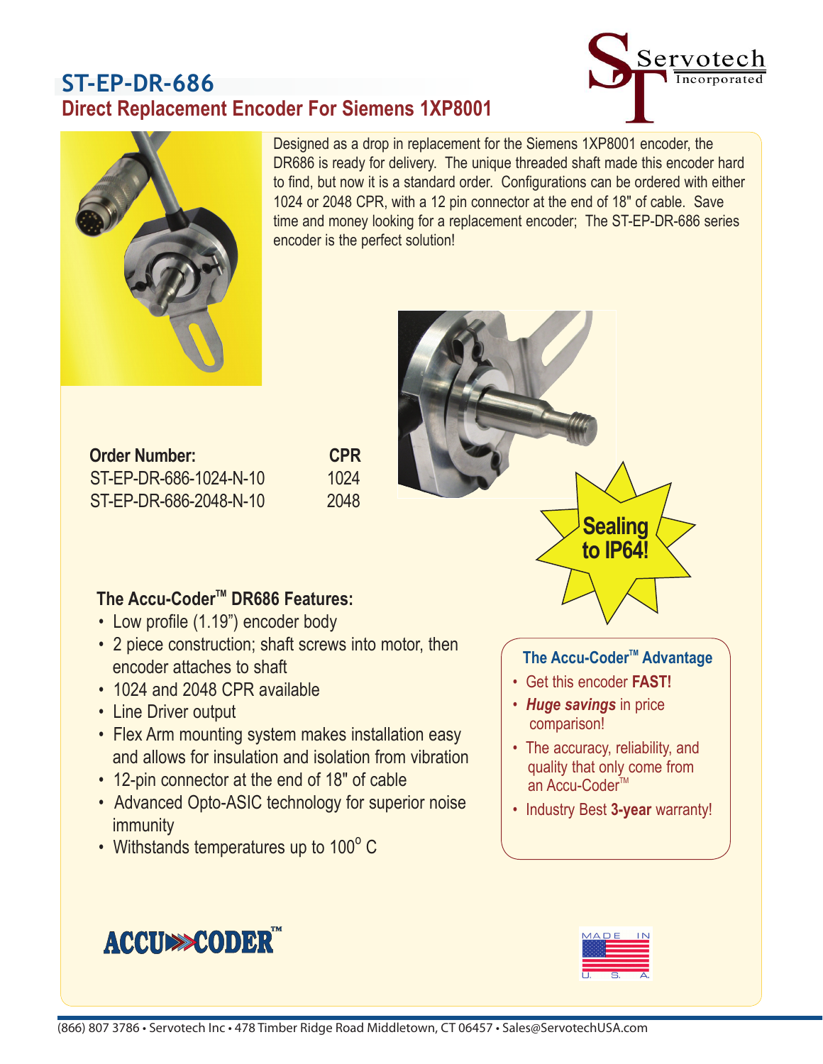# ST-EP-DR-686

## Direct Replacement Encoder For Siemens 1XP8001

Servotech Incorporated

Designed as a drop in replacement for the Siemens 1XP8001 encoder, the DR686 is ready for delivery. The unique threaded shaft made this encoder hard to find, but now it is a standard order. Configurations can be ordered with either 1024 or 2048 CPR, with a 12 pin connector at the end of 18" of cable. Save time and money looking for a replacement encoder; The ST-EP-DR-686 series encoder is the perfect solution!

| Order Number: | CPR |
|---|---|
| ST-EP-DR-686-1024-N-10 | 1024 |
| ST-EP-DR-686-2048-N-10 | 2048 |

**Sealing to IP64!**

### The Accu-Coder™ DR686 Features:

- Low profile (1.19") encoder body
- 2 piece construction; shaft screws into motor, then encoder attaches to shaft
- 1024 and 2048 CPR available
- Line Driver output
- Flex Arm mounting system makes installation easy and allows for insulation and isolation from vibration
- 12-pin connector at the end of 18" of cable
- Advanced Opto-ASIC technology for superior noise immunity
- Withstands temperatures up to 100° C

### The Accu-Coder™ Advantage

- Get this encoder **FAST!**
- ***Huge savings*** in price comparison!
- The accuracy, reliability, and quality that only come from an Accu-Coder™
- Industry Best **3-year** warranty!

ACCU-CODER™

MADE IN U.S.A.

(866) 807 3786 • Servotech Inc • 478 Timber Ridge Road Middletown, CT 06457 • Sales@ServotechUSA.com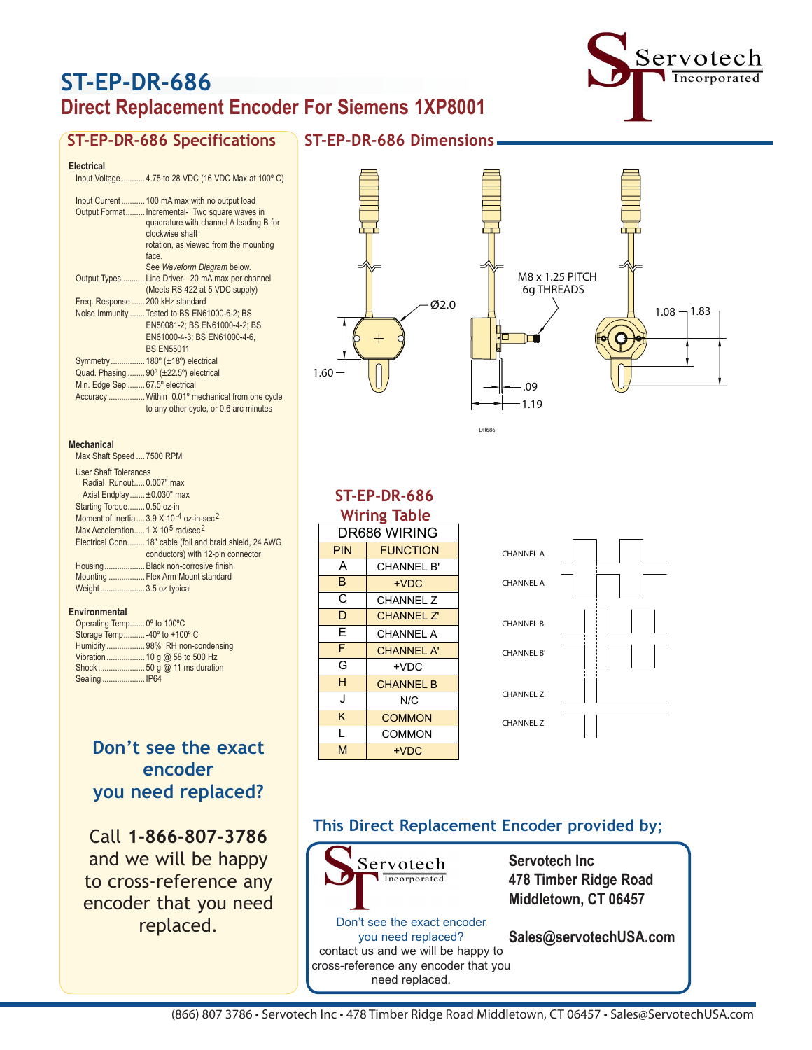# ST-EP-DR-686

## Direct Replacement Encoder For Siemens 1XP8001

## ST-EP-DR-686 Specifications

### Electrical

- Input Voltage .......... 4.75 to 28 VDC (16 VDC Max at 100° C)
- Input Current .......... 100 mA max with no output load
- Output Format ......... Incremental- Two square waves in quadrature with channel A leading B for clockwise shaft rotation, as viewed from the mounting face. See *Waveform Diagram* below.
- Output Types .......... Line Driver- 20 mA max per channel (Meets RS 422 at 5 VDC supply)
- Freq. Response ...... 200 kHz standard
- Noise Immunity ....... Tested to BS EN61000-6-2; BS EN50081-2; BS EN61000-4-2; BS EN61000-4-3; BS EN61000-4-6, BS EN55011
- Symmetry ................ 180° (±18°) electrical
- Quad. Phasing ........ 90° (±22.5°) electrical
- Min. Edge Sep ........ 67.5° electrical
- Accuracy ................ Within 0.01° mechanical from one cycle to any other cycle, or 0.6 arc minutes

### Mechanical

- Max Shaft Speed .... 7500 RPM
- User Shaft Tolerances
  - Radial Runout ..... 0.007" max
  - Axial Endplay ....... ±0.030" max
- Starting Torque ........ 0.50 oz-in
- Moment of Inertia .... $3.9 \times 10^{-4}$ oz-in-sec$^2$
- Max Acceleration ..... $1 \times 10^5$ rad/sec$^2$
- Electrical Conn ........ 18" cable (foil and braid shield, 24 AWG conductors) with 12-pin connector
- Housing .................. Black non-corrosive finish
- Mounting ................ Flex Arm Mount standard
- Weight .................... 3.5 oz typical

### Environmental

- Operating Temp ....... 0° to 100°C
- Storage Temp .......... -40° to +100° C
- Humidity ................. 98% RH non-condensing
- Vibration ................. 10 g @ 58 to 500 Hz
- Shock ...................... 50 g @ 11 ms duration
- Sealing ................... IP64

## ST-EP-DR-686 Dimensions

Ø2.0
1.60
M8 x 1.25 PITCH
6g THREADS
.09
1.19
1.08
1.83
DR686

## ST-EP-DR-686 Wiring Table

| DR686 WIRING | |
|---|---|
| PIN | FUNCTION |
| A | CHANNEL B' |
| B | +VDC |
| C | CHANNEL Z |
| D | CHANNEL Z' |
| E | CHANNEL A |
| F | CHANNEL A' |
| G | +VDC |
| H | CHANNEL B |
| J | N/C |
| K | COMMON |
| L | COMMON |
| M | +VDC |

CHANNEL A
CHANNEL A'
CHANNEL B
CHANNEL B'
CHANNEL Z
CHANNEL Z'

**Don't see the exact encoder you need replaced?**

Call **1-866-807-3786** and we will be happy to cross-reference any encoder that you need replaced.

## This Direct Replacement Encoder provided by;

Servotech Incorporated

Don't see the exact encoder you need replaced?
contact us and we will be happy to cross-reference any encoder that you need replaced.

**Servotech Inc**
**478 Timber Ridge Road**
**Middletown, CT 06457**

**Sales@servotechUSA.com**

(866) 807 3786 • Servotech Inc • 478 Timber Ridge Road Middletown, CT 06457 • Sales@ServotechUSA.com